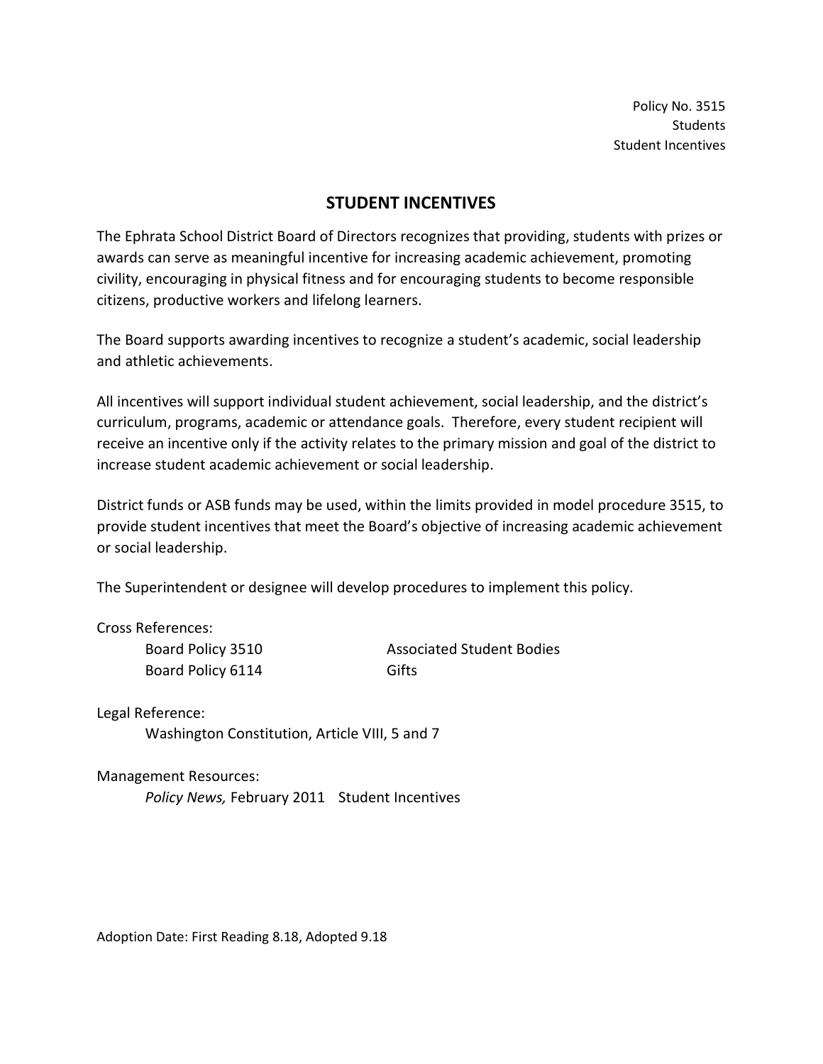Policy No. 3515
Students
Student Incentives

# STUDENT INCENTIVES

The Ephrata School District Board of Directors recognizes that providing, students with prizes or awards can serve as meaningful incentive for increasing academic achievement, promoting civility, encouraging in physical fitness and for encouraging students to become responsible citizens, productive workers and lifelong learners.

The Board supports awarding incentives to recognize a student's academic, social leadership and athletic achievements.

All incentives will support individual student achievement, social leadership, and the district's curriculum, programs, academic or attendance goals. Therefore, every student recipient will receive an incentive only if the activity relates to the primary mission and goal of the district to increase student academic achievement or social leadership.

District funds or ASB funds may be used, within the limits provided in model procedure 3515, to provide student incentives that meet the Board's objective of increasing academic achievement or social leadership.

The Superintendent or designee will develop procedures to implement this policy.

Cross References:

| | |
|---|---|
| Board Policy 3510 | Associated Student Bodies |
| Board Policy 6114 | Gifts |

Legal Reference:

Washington Constitution, Article VIII, 5 and 7

Management Resources:

*Policy News,* February 2011 Student Incentives

Adoption Date: First Reading 8.18, Adopted 9.18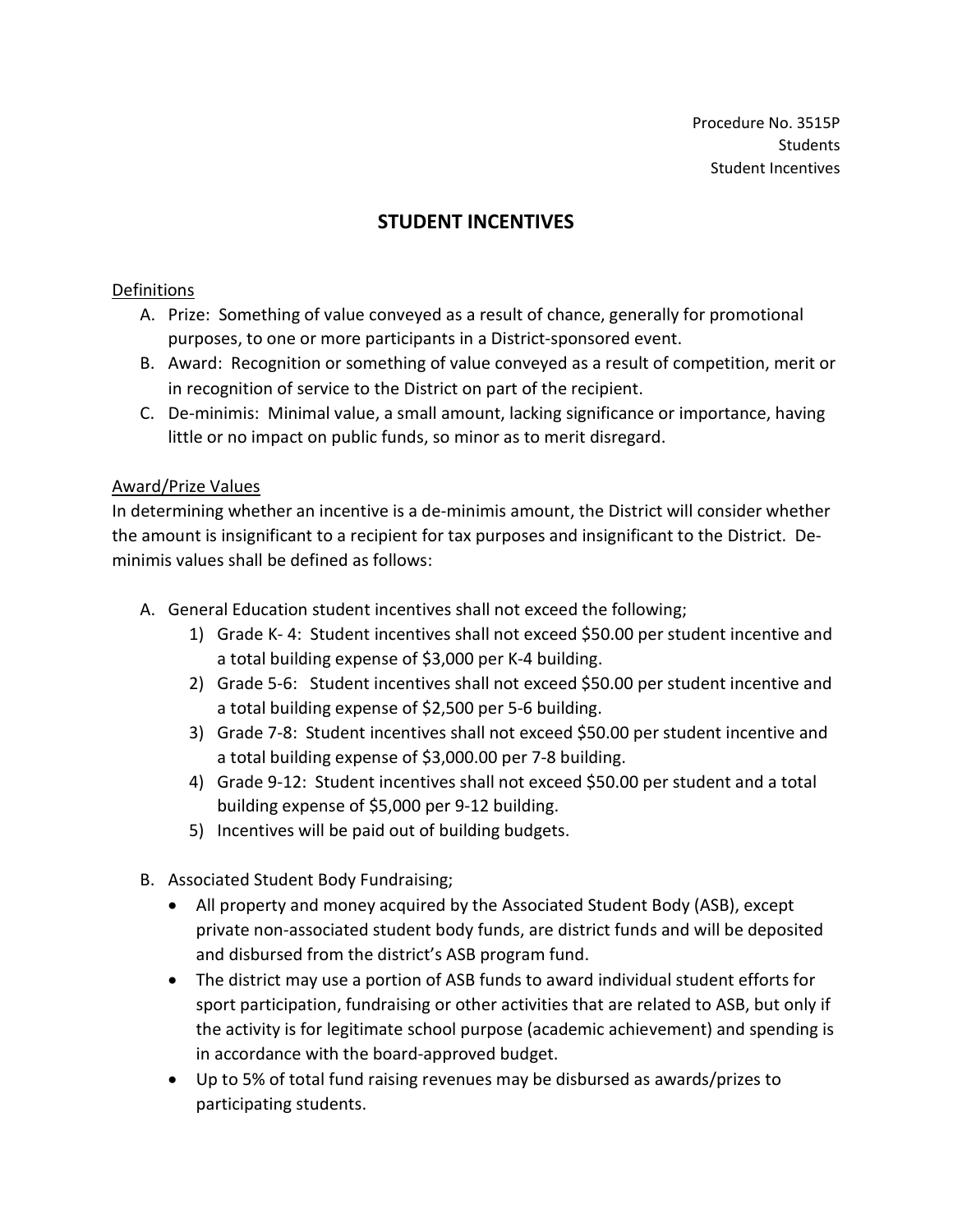Procedure No. 3515P
Students
Student Incentives

# STUDENT INCENTIVES

Definitions

A. Prize: Something of value conveyed as a result of chance, generally for promotional purposes, to one or more participants in a District-sponsored event.
B. Award: Recognition or something of value conveyed as a result of competition, merit or in recognition of service to the District on part of the recipient.
C. De-minimis: Minimal value, a small amount, lacking significance or importance, having little or no impact on public funds, so minor as to merit disregard.

Award/Prize Values

In determining whether an incentive is a de-minimis amount, the District will consider whether the amount is insignificant to a recipient for tax purposes and insignificant to the District. De-minimis values shall be defined as follows:

A. General Education student incentives shall not exceed the following;
    1) Grade K- 4: Student incentives shall not exceed $50.00 per student incentive and a total building expense of $3,000 per K-4 building.
    2) Grade 5-6: Student incentives shall not exceed $50.00 per student incentive and a total building expense of $2,500 per 5-6 building.
    3) Grade 7-8: Student incentives shall not exceed $50.00 per student incentive and a total building expense of $3,000.00 per 7-8 building.
    4) Grade 9-12: Student incentives shall not exceed $50.00 per student and a total building expense of $5,000 per 9-12 building.
    5) Incentives will be paid out of building budgets.

B. Associated Student Body Fundraising;
    - All property and money acquired by the Associated Student Body (ASB), except private non-associated student body funds, are district funds and will be deposited and disbursed from the district's ASB program fund.
    - The district may use a portion of ASB funds to award individual student efforts for sport participation, fundraising or other activities that are related to ASB, but only if the activity is for legitimate school purpose (academic achievement) and spending is in accordance with the board-approved budget.
    - Up to 5% of total fund raising revenues may be disbursed as awards/prizes to participating students.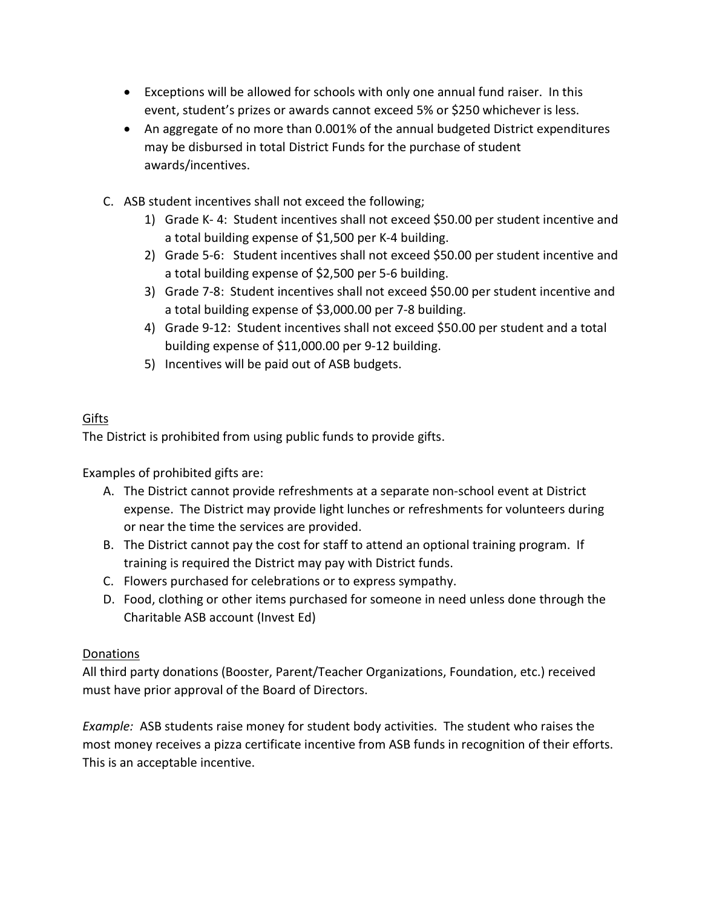- Exceptions will be allowed for schools with only one annual fund raiser. In this event, student's prizes or awards cannot exceed 5% or $250 whichever is less.
- An aggregate of no more than 0.001% of the annual budgeted District expenditures may be disbursed in total District Funds for the purchase of student awards/incentives.

C. ASB student incentives shall not exceed the following;
   1) Grade K- 4: Student incentives shall not exceed $50.00 per student incentive and a total building expense of $1,500 per K-4 building.
   2) Grade 5-6: Student incentives shall not exceed $50.00 per student incentive and a total building expense of $2,500 per 5-6 building.
   3) Grade 7-8: Student incentives shall not exceed $50.00 per student incentive and a total building expense of $3,000.00 per 7-8 building.
   4) Grade 9-12: Student incentives shall not exceed $50.00 per student and a total building expense of $11,000.00 per 9-12 building.
   5) Incentives will be paid out of ASB budgets.

Gifts

The District is prohibited from using public funds to provide gifts.

Examples of prohibited gifts are:

A. The District cannot provide refreshments at a separate non-school event at District expense. The District may provide light lunches or refreshments for volunteers during or near the time the services are provided.
B. The District cannot pay the cost for staff to attend an optional training program. If training is required the District may pay with District funds.
C. Flowers purchased for celebrations or to express sympathy.
D. Food, clothing or other items purchased for someone in need unless done through the Charitable ASB account (Invest Ed)

Donations

All third party donations (Booster, Parent/Teacher Organizations, Foundation, etc.) received must have prior approval of the Board of Directors.

*Example:* ASB students raise money for student body activities. The student who raises the most money receives a pizza certificate incentive from ASB funds in recognition of their efforts. This is an acceptable incentive.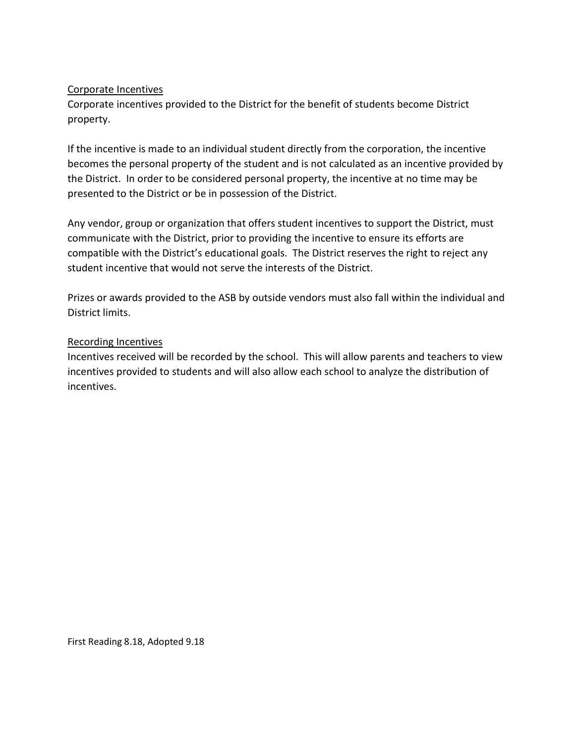<u>Corporate Incentives</u>

Corporate incentives provided to the District for the benefit of students become District property.

If the incentive is made to an individual student directly from the corporation, the incentive becomes the personal property of the student and is not calculated as an incentive provided by the District. In order to be considered personal property, the incentive at no time may be presented to the District or be in possession of the District.

Any vendor, group or organization that offers student incentives to support the District, must communicate with the District, prior to providing the incentive to ensure its efforts are compatible with the District's educational goals. The District reserves the right to reject any student incentive that would not serve the interests of the District.

Prizes or awards provided to the ASB by outside vendors must also fall within the individual and District limits.

<u>Recording Incentives</u>

Incentives received will be recorded by the school. This will allow parents and teachers to view incentives provided to students and will also allow each school to analyze the distribution of incentives.

First Reading 8.18, Adopted 9.18